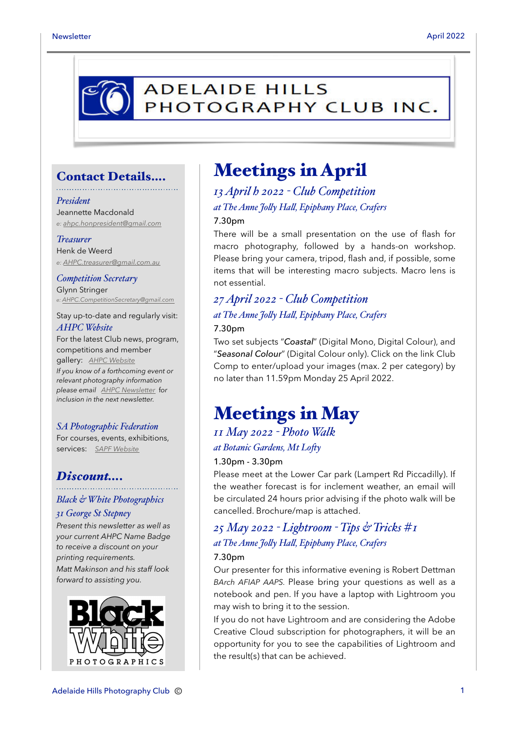# ADELAIDE HILLS PHOTOGRAPHY CLUB INC.

## Contact Details....

*President*
Jeannette Macdonald
e: ahpc.honpresident@gmail.com

*Treasurer*
Henk de Weerd
e: AHPC.treasurer@gmail.com.au

*Competition Secretary*
Glynn Stringer
e: AHPC.CompetitionSecretary@gmail.com

Stay up-to-date and regularly visit:

*AHPC Website*
For the latest Club news, program, competitions and member gallery: AHPC Website

*If you know of a forthcoming event or relevant photography information please email AHPC Newsletter for inclusion in the next newsletter.*

*SA Photographic Federation*
For courses, events, exhibitions, services: SAPF Website

## Discount....

*Black & White Photographics*
*31 George St Stepney*

*Present this newsletter as well as your current AHPC Name Badge to receive a discount on your printing requirements.*
*Matt Makinson and his staff look forward to assisting you.*

Black White PHOTOGRAPHICS

# Meetings in April

### *13 April h 2022 - Club Competition*

*at The Anne Jolly Hall, Epiphany Place, Crafers*

7.30pm

There will be a small presentation on the use of flash for macro photography, followed by a hands-on workshop. Please bring your camera, tripod, flash and, if possible, some items that will be interesting macro subjects. Macro lens is not essential.

### *27 April 2022 - Club Competition*

*at The Anne Jolly Hall, Epiphany Place, Crafers*

7.30pm

Two set subjects "*Coastal*" (Digital Mono, Digital Colour), and "*Seasonal Colour*" (Digital Colour only). Click on the link Club Comp to enter/upload your images (max. 2 per category) by no later than 11.59pm Monday 25 April 2022.

# Meetings in May

### *11 May 2022 - Photo Walk*

*at Botanic Gardens, Mt Lofty*

1.30pm - 3.30pm

Please meet at the Lower Car park (Lampert Rd Piccadilly). If the weather forecast is for inclement weather, an email will be circulated 24 hours prior advising if the photo walk will be cancelled. Brochure/map is attached.

### *25 May 2022 - Lightroom - Tips & Tricks #1*

*at The Anne Jolly Hall, Epiphany Place, Crafers*

7.30pm

Our presenter for this informative evening is Robert Dettman *BArch AFIAP AAPS.* Please bring your questions as well as a notebook and pen. If you have a laptop with Lightroom you may wish to bring it to the session.

If you do not have Lightroom and are considering the Adobe Creative Cloud subscription for photographers, it will be an opportunity for you to see the capabilities of Lightroom and the result(s) that can be achieved.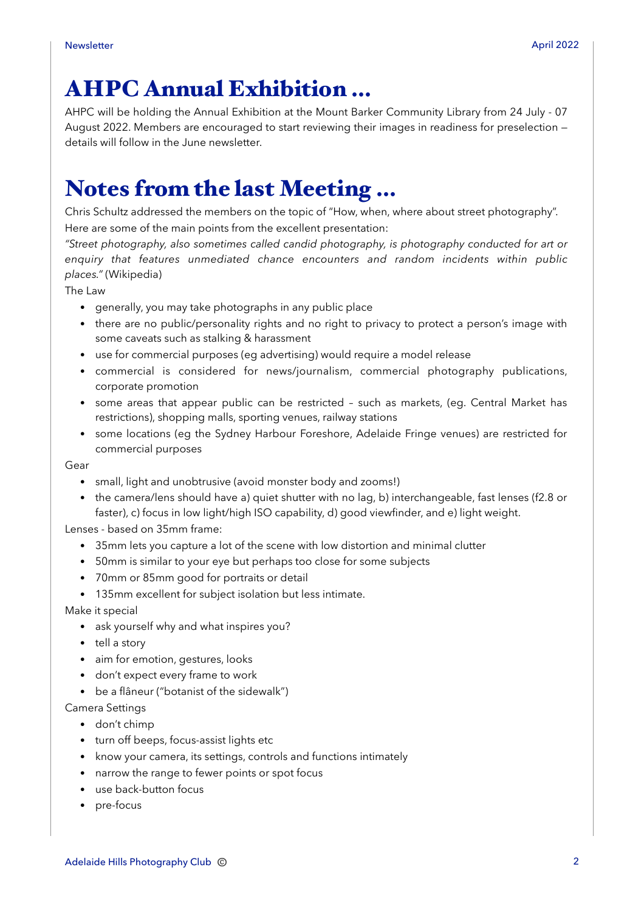# AHPC Annual Exhibition …

AHPC will be holding the Annual Exhibition at the Mount Barker Community Library from 24 July - 07 August 2022. Members are encouraged to start reviewing their images in readiness for preselection — details will follow in the June newsletter.

# Notes from the last Meeting …

Chris Schultz addressed the members on the topic of "How, when, where about street photography".

Here are some of the main points from the excellent presentation:

*"Street photography, also sometimes called candid photography, is photography conducted for art or enquiry that features unmediated chance encounters and random incidents within public places."* (Wikipedia)

The Law

- generally, you may take photographs in any public place
- there are no public/personality rights and no right to privacy to protect a person's image with some caveats such as stalking & harassment
- use for commercial purposes (eg advertising) would require a model release
- commercial is considered for news/journalism, commercial photography publications, corporate promotion
- some areas that appear public can be restricted – such as markets, (eg. Central Market has restrictions), shopping malls, sporting venues, railway stations
- some locations (eg the Sydney Harbour Foreshore, Adelaide Fringe venues) are restricted for commercial purposes

Gear

- small, light and unobtrusive (avoid monster body and zooms!)
- the camera/lens should have a) quiet shutter with no lag, b) interchangeable, fast lenses (f2.8 or faster), c) focus in low light/high ISO capability, d) good viewfinder, and e) light weight.

Lenses - based on 35mm frame:

- 35mm lets you capture a lot of the scene with low distortion and minimal clutter
- 50mm is similar to your eye but perhaps too close for some subjects
- 70mm or 85mm good for portraits or detail
- 135mm excellent for subject isolation but less intimate.

Make it special

- ask yourself why and what inspires you?
- tell a story
- aim for emotion, gestures, looks
- don't expect every frame to work
- be a flâneur ("botanist of the sidewalk")

Camera Settings

- don't chimp
- turn off beeps, focus-assist lights etc
- know your camera, its settings, controls and functions intimately
- narrow the range to fewer points or spot focus
- use back-button focus
- pre-focus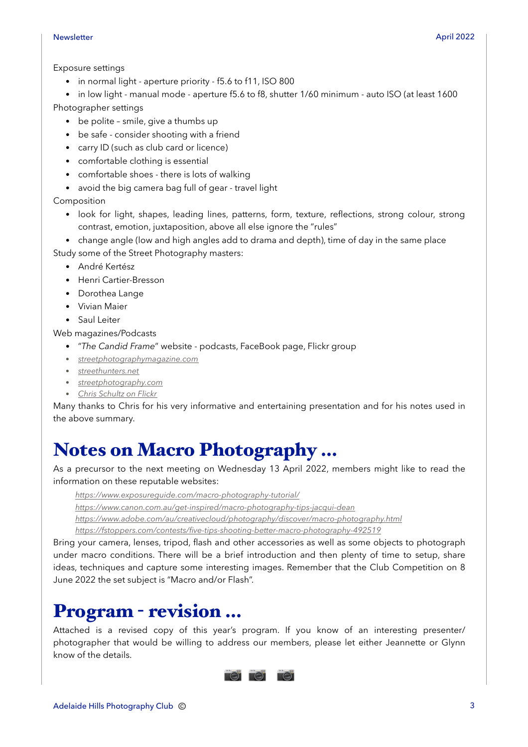Exposure settings

- in normal light - aperture priority - f5.6 to f11, ISO 800
- in low light - manual mode - aperture f5.6 to f8, shutter 1/60 minimum - auto ISO (at least 1600

Photographer settings

- be polite – smile, give a thumbs up
- be safe - consider shooting with a friend
- carry ID (such as club card or licence)
- comfortable clothing is essential
- comfortable shoes - there is lots of walking
- avoid the big camera bag full of gear - travel light

Composition

- look for light, shapes, leading lines, patterns, form, texture, reflections, strong colour, strong contrast, emotion, juxtaposition, above all else ignore the "rules"
- change angle (low and high angles add to drama and depth), time of day in the same place

Study some of the Street Photography masters:

- André Kertész
- Henri Cartier-Bresson
- Dorothea Lange
- Vivian Maier
- Saul Leiter

Web magazines/Podcasts

- "*The Candid Frame*" website - podcasts, FaceBook page, Flickr group
- *streetphotographymagazine.com*
- *streethunters.net*
- *streetphotography.com*
- *Chris Schultz on Flickr*

Many thanks to Chris for his very informative and entertaining presentation and for his notes used in the above summary.

# Notes on Macro Photography ...

As a precursor to the next meeting on Wednesday 13 April 2022, members might like to read the information on these reputable websites:

*https://www.exposureguide.com/macro-photography-tutorial/*
*https://www.canon.com.au/get-inspired/macro-photography-tips-jacqui-dean*
*https://www.adobe.com/au/creativecloud/photography/discover/macro-photography.html*
*https://fstoppers.com/contests/five-tips-shooting-better-macro-photography-492519*

Bring your camera, lenses, tripod, flash and other accessories as well as some objects to photograph under macro conditions. There will be a brief introduction and then plenty of time to setup, share ideas, techniques and capture some interesting images. Remember that the Club Competition on 8 June 2022 the set subject is "Macro and/or Flash".

# Program - revision ...

Attached is a revised copy of this year's program. If you know of an interesting presenter/ photographer that would be willing to address our members, please let either Jeannette or Glynn know of the details.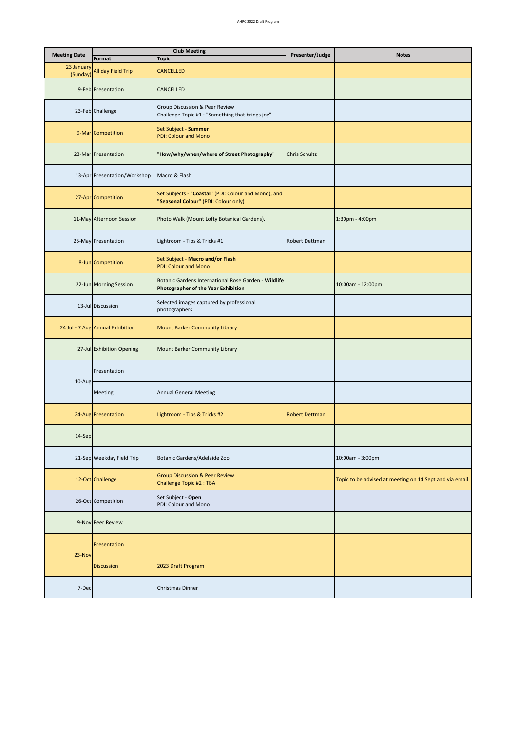AHPC 2022 Draft Program

| Meeting Date | Club Meeting | | Presenter/Judge | Notes |
|---|---|---|---|---|
| | Format | Topic | | |
| 23 January (Sunday) | All day Field Trip | CANCELLED | | |
| 9-Feb | Presentation | CANCELLED | | |
| 23-Feb | Challenge | Group Discussion & Peer Review<br>Challenge Topic #1 : "Something that brings joy" | | |
| 9-Mar | Competition | Set Subject - **Summer**<br>PDI: Colour and Mono | | |
| 23-Mar | Presentation | "**How/why/when/where of Street Photography**" | Chris Schultz | |
| 13-Apr | Presentation/Workshop | Macro & Flash | | |
| 27-Apr | Competition | Set Subjects - "**Coastal**" (PDI: Colour and Mono), and "**Seasonal Colour**" (PDI: Colour only) | | |
| 11-May | Afternoon Session | Photo Walk (Mount Lofty Botanical Gardens). | | 1:30pm - 4:00pm |
| 25-May | Presentation | Lightroom - Tips & Tricks #1 | Robert Dettman | |
| 8-Jun | Competition | Set Subject - **Macro and/or Flash**<br>PDI: Colour and Mono | | |
| 22-Jun | Morning Session | Botanic Gardens International Rose Garden - **Wildlife Photographer of the Year Exhibition** | | 10:00am - 12:00pm |
| 13-Jul | Discussion | Selected images captured by professional photographers | | |
| 24 Jul - 7 Aug | Annual Exhibition | Mount Barker Community Library | | |
| 27-Jul | Exhibition Opening | Mount Barker Community Library | | |
| 10-Aug | Presentation | | | |
| | Meeting | Annual General Meeting | | |
| 24-Aug | Presentation | Lightroom - Tips & Tricks #2 | Robert Dettman | |
| 14-Sep | | | | |
| 21-Sep | Weekday Field Trip | Botanic Gardens/Adelaide Zoo | | 10:00am - 3:00pm |
| 12-Oct | Challenge | Group Discussion & Peer Review<br>Challenge Topic #2 : TBA | | Topic to be advised at meeting on 14 Sept and via email |
| 26-Oct | Competition | Set Subject - **Open**<br>PDI: Colour and Mono | | |
| 9-Nov | Peer Review | | | |
| 23-Nov | Presentation | | | |
| | Discussion | 2023 Draft Program | | |
| 7-Dec | | Christmas Dinner | | |